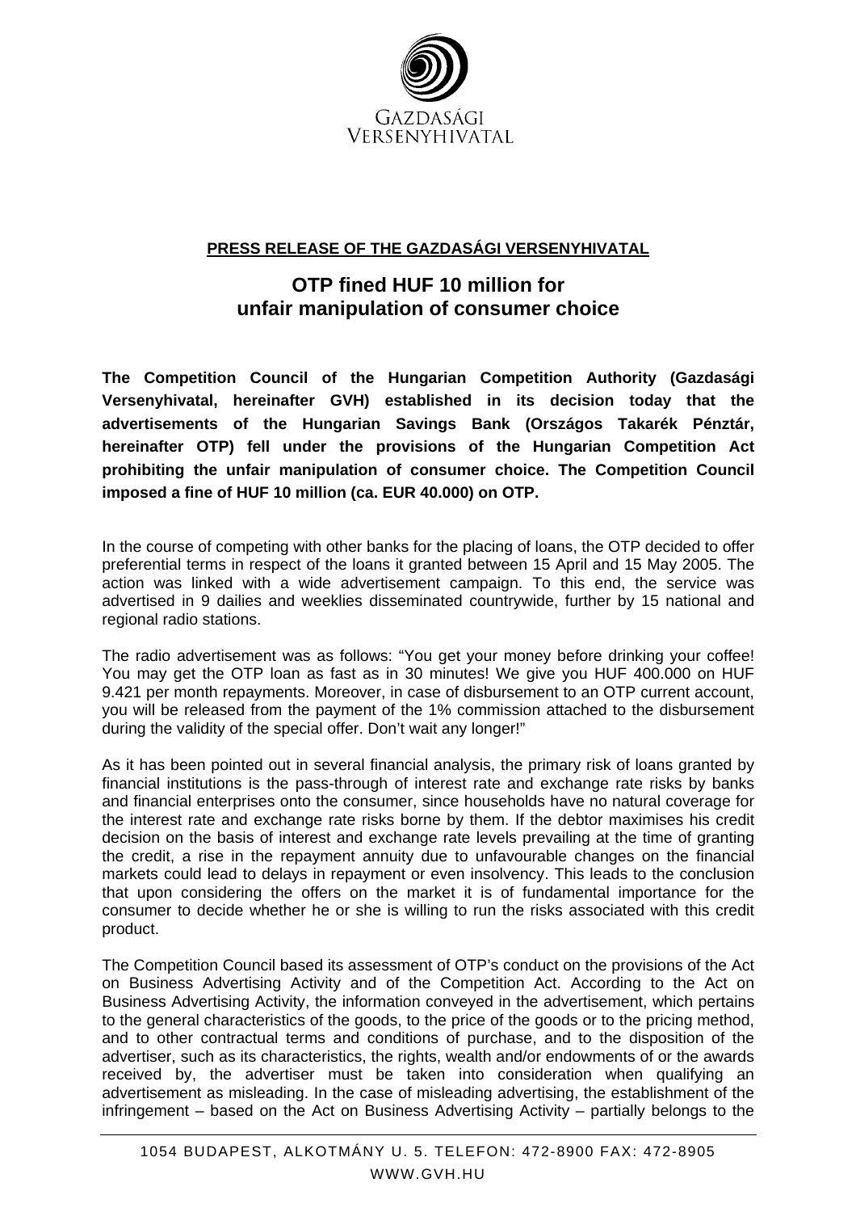GAZDASÁGI
VERSENYHIVATAL

**PRESS RELEASE OF THE GAZDASÁGI VERSENYHIVATAL**

# OTP fined HUF 10 million for unfair manipulation of consumer choice

**The Competition Council of the Hungarian Competition Authority (Gazdasági Versenyhivatal, hereinafter GVH) established in its decision today that the advertisements of the Hungarian Savings Bank (Országos Takarék Pénztár, hereinafter OTP) fell under the provisions of the Hungarian Competition Act prohibiting the unfair manipulation of consumer choice. The Competition Council imposed a fine of HUF 10 million (ca. EUR 40.000) on OTP.**

In the course of competing with other banks for the placing of loans, the OTP decided to offer preferential terms in respect of the loans it granted between 15 April and 15 May 2005. The action was linked with a wide advertisement campaign. To this end, the service was advertised in 9 dailies and weeklies disseminated countrywide, further by 15 national and regional radio stations.

The radio advertisement was as follows: "You get your money before drinking your coffee! You may get the OTP loan as fast as in 30 minutes! We give you HUF 400.000 on HUF 9.421 per month repayments. Moreover, in case of disbursement to an OTP current account, you will be released from the payment of the 1% commission attached to the disbursement during the validity of the special offer. Don't wait any longer!"

As it has been pointed out in several financial analysis, the primary risk of loans granted by financial institutions is the pass-through of interest rate and exchange rate risks by banks and financial enterprises onto the consumer, since households have no natural coverage for the interest rate and exchange rate risks borne by them. If the debtor maximises his credit decision on the basis of interest and exchange rate levels prevailing at the time of granting the credit, a rise in the repayment annuity due to unfavourable changes on the financial markets could lead to delays in repayment or even insolvency. This leads to the conclusion that upon considering the offers on the market it is of fundamental importance for the consumer to decide whether he or she is willing to run the risks associated with this credit product.

The Competition Council based its assessment of OTP's conduct on the provisions of the Act on Business Advertising Activity and of the Competition Act. According to the Act on Business Advertising Activity, the information conveyed in the advertisement, which pertains to the general characteristics of the goods, to the price of the goods or to the pricing method, and to other contractual terms and conditions of purchase, and to the disposition of the advertiser, such as its characteristics, the rights, wealth and/or endowments of or the awards received by, the advertiser must be taken into consideration when qualifying an advertisement as misleading. In the case of misleading advertising, the establishment of the infringement – based on the Act on Business Advertising Activity – partially belongs to the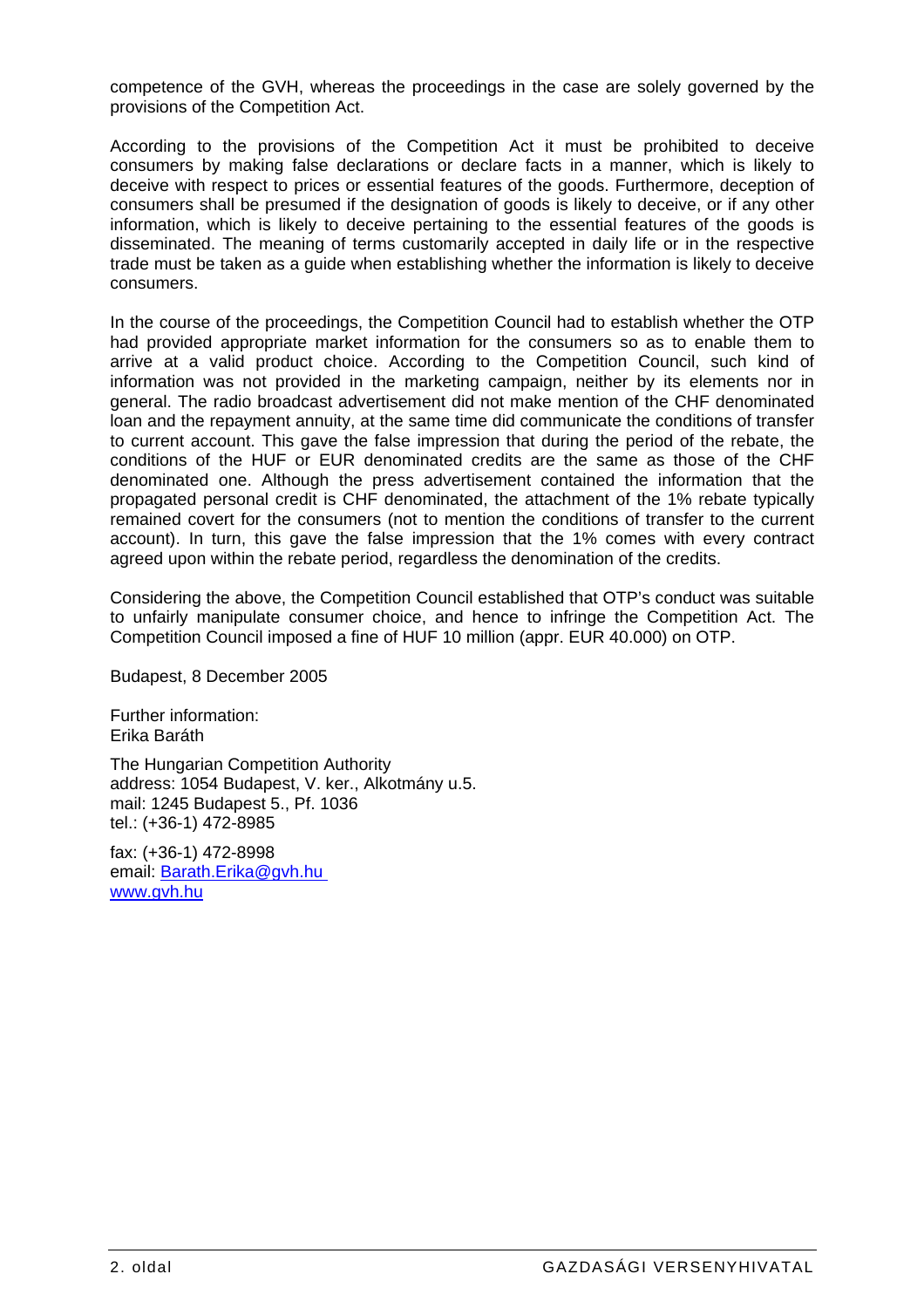competence of the GVH, whereas the proceedings in the case are solely governed by the provisions of the Competition Act.

According to the provisions of the Competition Act it must be prohibited to deceive consumers by making false declarations or declare facts in a manner, which is likely to deceive with respect to prices or essential features of the goods. Furthermore, deception of consumers shall be presumed if the designation of goods is likely to deceive, or if any other information, which is likely to deceive pertaining to the essential features of the goods is disseminated. The meaning of terms customarily accepted in daily life or in the respective trade must be taken as a guide when establishing whether the information is likely to deceive consumers.

In the course of the proceedings, the Competition Council had to establish whether the OTP had provided appropriate market information for the consumers so as to enable them to arrive at a valid product choice. According to the Competition Council, such kind of information was not provided in the marketing campaign, neither by its elements nor in general. The radio broadcast advertisement did not make mention of the CHF denominated loan and the repayment annuity, at the same time did communicate the conditions of transfer to current account. This gave the false impression that during the period of the rebate, the conditions of the HUF or EUR denominated credits are the same as those of the CHF denominated one. Although the press advertisement contained the information that the propagated personal credit is CHF denominated, the attachment of the 1% rebate typically remained covert for the consumers (not to mention the conditions of transfer to the current account). In turn, this gave the false impression that the 1% comes with every contract agreed upon within the rebate period, regardless the denomination of the credits.

Considering the above, the Competition Council established that OTP's conduct was suitable to unfairly manipulate consumer choice, and hence to infringe the Competition Act. The Competition Council imposed a fine of HUF 10 million (appr. EUR 40.000) on OTP.

Budapest, 8 December 2005

Further information:
Erika Baráth

The Hungarian Competition Authority
address: 1054 Budapest, V. ker., Alkotmány u.5.
mail: 1245 Budapest 5., Pf. 1036
tel.: (+36-1) 472-8985

fax: (+36-1) 472-8998
email: Barath.Erika@gvh.hu
www.gvh.hu